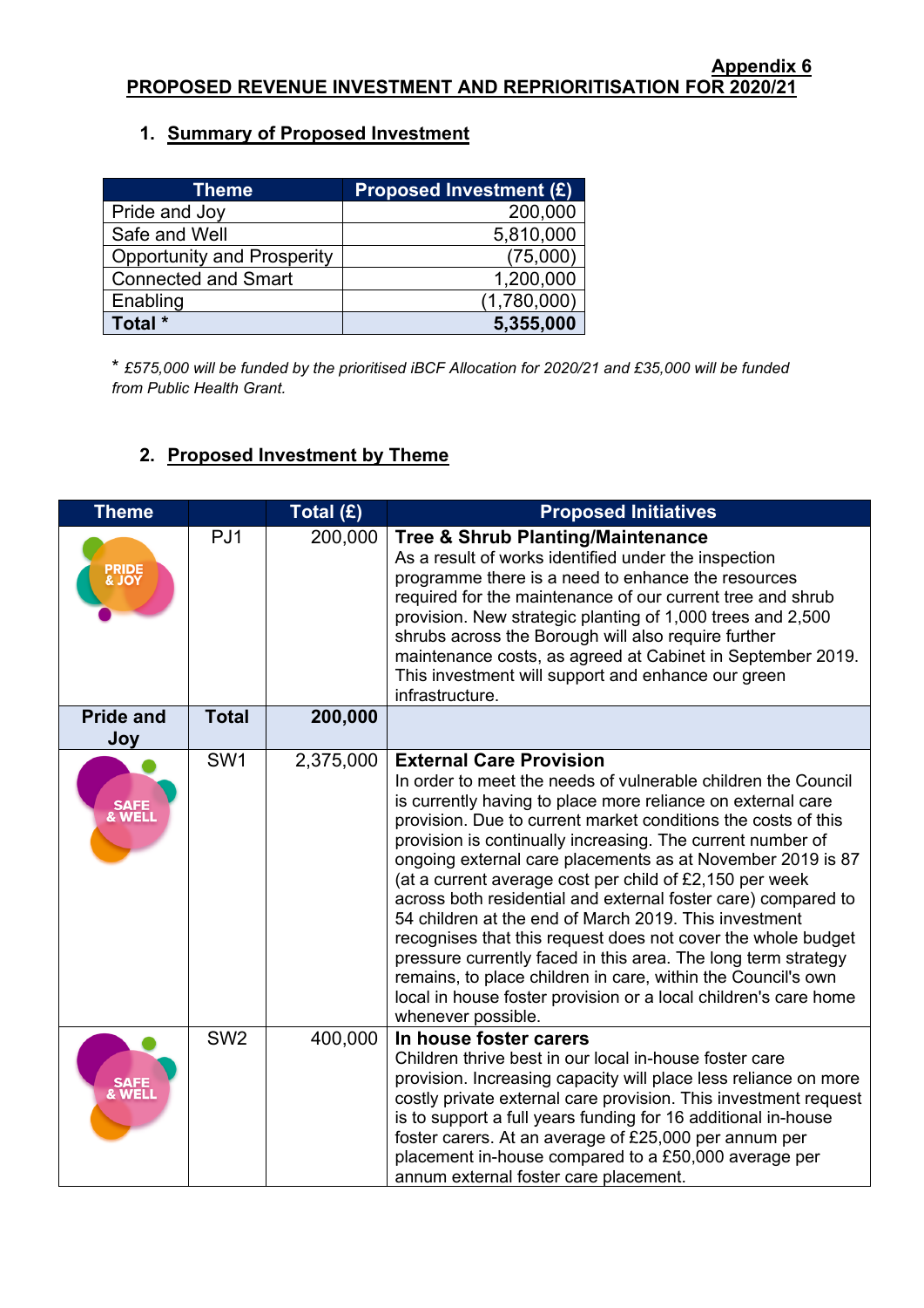Appendix 6

# PROPOSED REVENUE INVESTMENT AND REPRIORITISATION FOR 2020/21

## 1. Summary of Proposed Investment

| Theme | Proposed Investment (£) |
|---|---|
| Pride and Joy | 200,000 |
| Safe and Well | 5,810,000 |
| Opportunity and Prosperity | (75,000) |
| Connected and Smart | 1,200,000 |
| Enabling | (1,780,000) |
| **Total *** | **5,355,000** |

* *£575,000 will be funded by the prioritised iBCF Allocation for 2020/21 and £35,000 will be funded from Public Health Grant.*

## 2. Proposed Investment by Theme

| Theme | | Total (£) | Proposed Initiatives |
|---|---|---|---|
| PRIDE & JOY | PJ1 | 200,000 | **Tree & Shrub Planting/Maintenance** As a result of works identified under the inspection programme there is a need to enhance the resources required for the maintenance of our current tree and shrub provision. New strategic planting of 1,000 trees and 2,500 shrubs across the Borough will also require further maintenance costs, as agreed at Cabinet in September 2019. This investment will support and enhance our green infrastructure. |
| **Pride and Joy** | **Total** | **200,000** | |
| SAFE & WELL | SW1 | 2,375,000 | **External Care Provision** In order to meet the needs of vulnerable children the Council is currently having to place more reliance on external care provision. Due to current market conditions the costs of this provision is continually increasing. The current number of ongoing external care placements as at November 2019 is 87 (at a current average cost per child of £2,150 per week across both residential and external foster care) compared to 54 children at the end of March 2019. This investment recognises that this request does not cover the whole budget pressure currently faced in this area. The long term strategy remains, to place children in care, within the Council's own local in house foster provision or a local children's care home whenever possible. |
| SAFE & WELL | SW2 | 400,000 | **In house foster carers** Children thrive best in our local in-house foster care provision. Increasing capacity will place less reliance on more costly private external care provision. This investment request is to support a full years funding for 16 additional in-house foster carers. At an average of £25,000 per annum per placement in-house compared to a £50,000 average per annum external foster care placement. |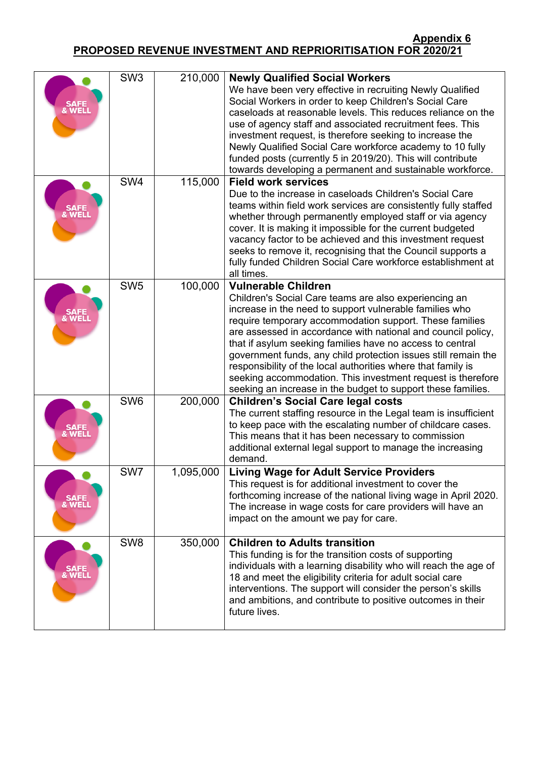**Appendix 6**

**PROPOSED REVENUE INVESTMENT AND REPRIORITISATION FOR 2020/21**

| | | | |
|---|---|---|---|
| SAFE & WELL | SW3 | 210,000 | **Newly Qualified Social Workers** We have been very effective in recruiting Newly Qualified Social Workers in order to keep Children's Social Care caseloads at reasonable levels. This reduces reliance on the use of agency staff and associated recruitment fees. This investment request, is therefore seeking to increase the Newly Qualified Social Care workforce academy to 10 fully funded posts (currently 5 in 2019/20). This will contribute towards developing a permanent and sustainable workforce. |
| SAFE & WELL | SW4 | 115,000 | **Field work services** Due to the increase in caseloads Children's Social Care teams within field work services are consistently fully staffed whether through permanently employed staff or via agency cover. It is making it impossible for the current budgeted vacancy factor to be achieved and this investment request seeks to remove it, recognising that the Council supports a fully funded Children Social Care workforce establishment at all times. |
| SAFE & WELL | SW5 | 100,000 | **Vulnerable Children** Children's Social Care teams are also experiencing an increase in the need to support vulnerable families who require temporary accommodation support. These families are assessed in accordance with national and council policy, that if asylum seeking families have no access to central government funds, any child protection issues still remain the responsibility of the local authorities where that family is seeking accommodation. This investment request is therefore seeking an increase in the budget to support these families. |
| SAFE & WELL | SW6 | 200,000 | **Children's Social Care legal costs** The current staffing resource in the Legal team is insufficient to keep pace with the escalating number of childcare cases. This means that it has been necessary to commission additional external legal support to manage the increasing demand. |
| SAFE & WELL | SW7 | 1,095,000 | **Living Wage for Adult Service Providers** This request is for additional investment to cover the forthcoming increase of the national living wage in April 2020. The increase in wage costs for care providers will have an impact on the amount we pay for care. |
| SAFE & WELL | SW8 | 350,000 | **Children to Adults transition** This funding is for the transition costs of supporting individuals with a learning disability who will reach the age of 18 and meet the eligibility criteria for adult social care interventions. The support will consider the person's skills and ambitions, and contribute to positive outcomes in their future lives. |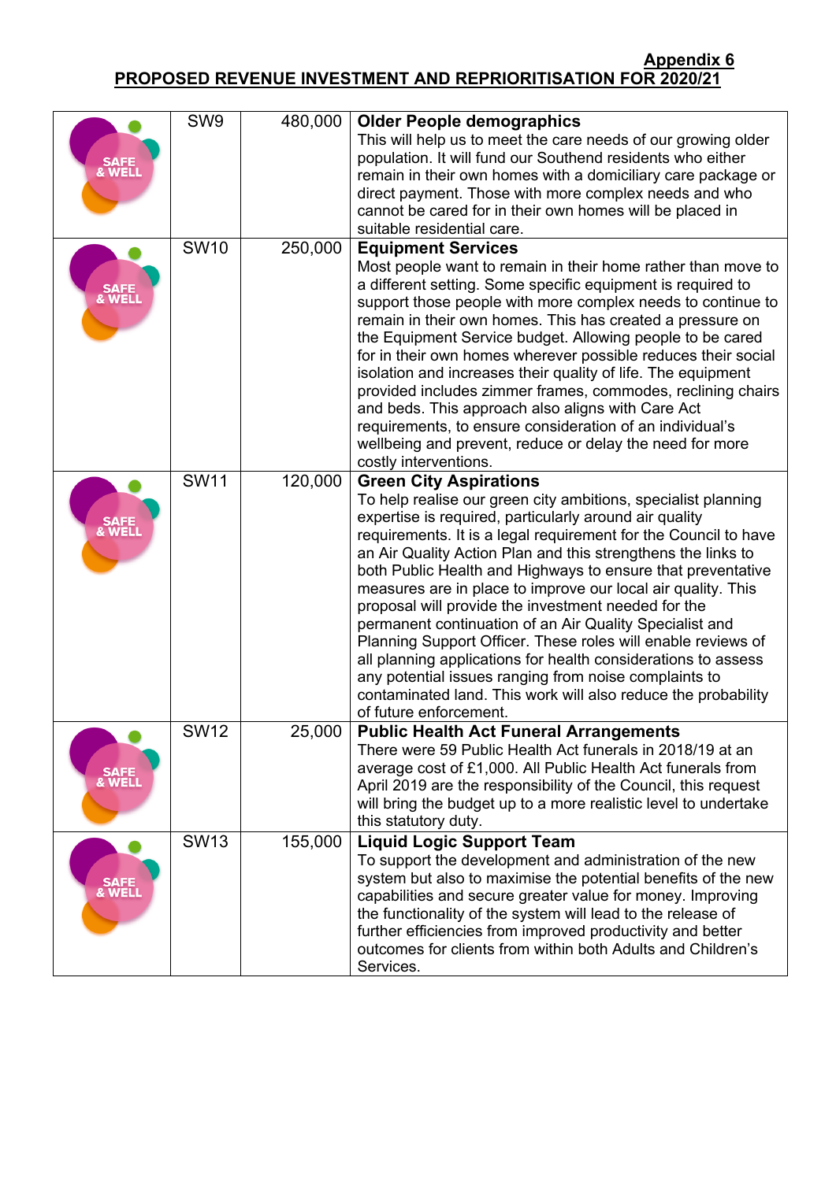**Appendix 6**

**PROPOSED REVENUE INVESTMENT AND REPRIORITISATION FOR 2020/21**

| | | | |
|---|---|---|---|
| SAFE & WELL | SW9 | 480,000 | **Older People demographics** This will help us to meet the care needs of our growing older population. It will fund our Southend residents who either remain in their own homes with a domiciliary care package or direct payment. Those with more complex needs and who cannot be cared for in their own homes will be placed in suitable residential care. |
| SAFE & WELL | SW10 | 250,000 | **Equipment Services** Most people want to remain in their home rather than move to a different setting. Some specific equipment is required to support those people with more complex needs to continue to remain in their own homes. This has created a pressure on the Equipment Service budget. Allowing people to be cared for in their own homes wherever possible reduces their social isolation and increases their quality of life. The equipment provided includes zimmer frames, commodes, reclining chairs and beds. This approach also aligns with Care Act requirements, to ensure consideration of an individual's wellbeing and prevent, reduce or delay the need for more costly interventions. |
| SAFE & WELL | SW11 | 120,000 | **Green City Aspirations** To help realise our green city ambitions, specialist planning expertise is required, particularly around air quality requirements. It is a legal requirement for the Council to have an Air Quality Action Plan and this strengthens the links to both Public Health and Highways to ensure that preventative measures are in place to improve our local air quality. This proposal will provide the investment needed for the permanent continuation of an Air Quality Specialist and Planning Support Officer. These roles will enable reviews of all planning applications for health considerations to assess any potential issues ranging from noise complaints to contaminated land. This work will also reduce the probability of future enforcement. |
| SAFE & WELL | SW12 | 25,000 | **Public Health Funeral Arrangements** There were 59 Public Health Act funerals in 2018/19 at an average cost of £1,000. All Public Health Act funerals from April 2019 are the responsibility of the Council, this request will bring the budget up to a more realistic level to undertake this statutory duty. |
| SAFE & WELL | SW13 | 155,000 | **Liquid Logic Support Team** To support the development and administration of the new system but also to maximise the potential benefits of the new capabilities and secure greater value for money. Improving the functionality of the system will lead to the release of further efficiencies from improved productivity and better outcomes for clients from within both Adults and Children's Services. |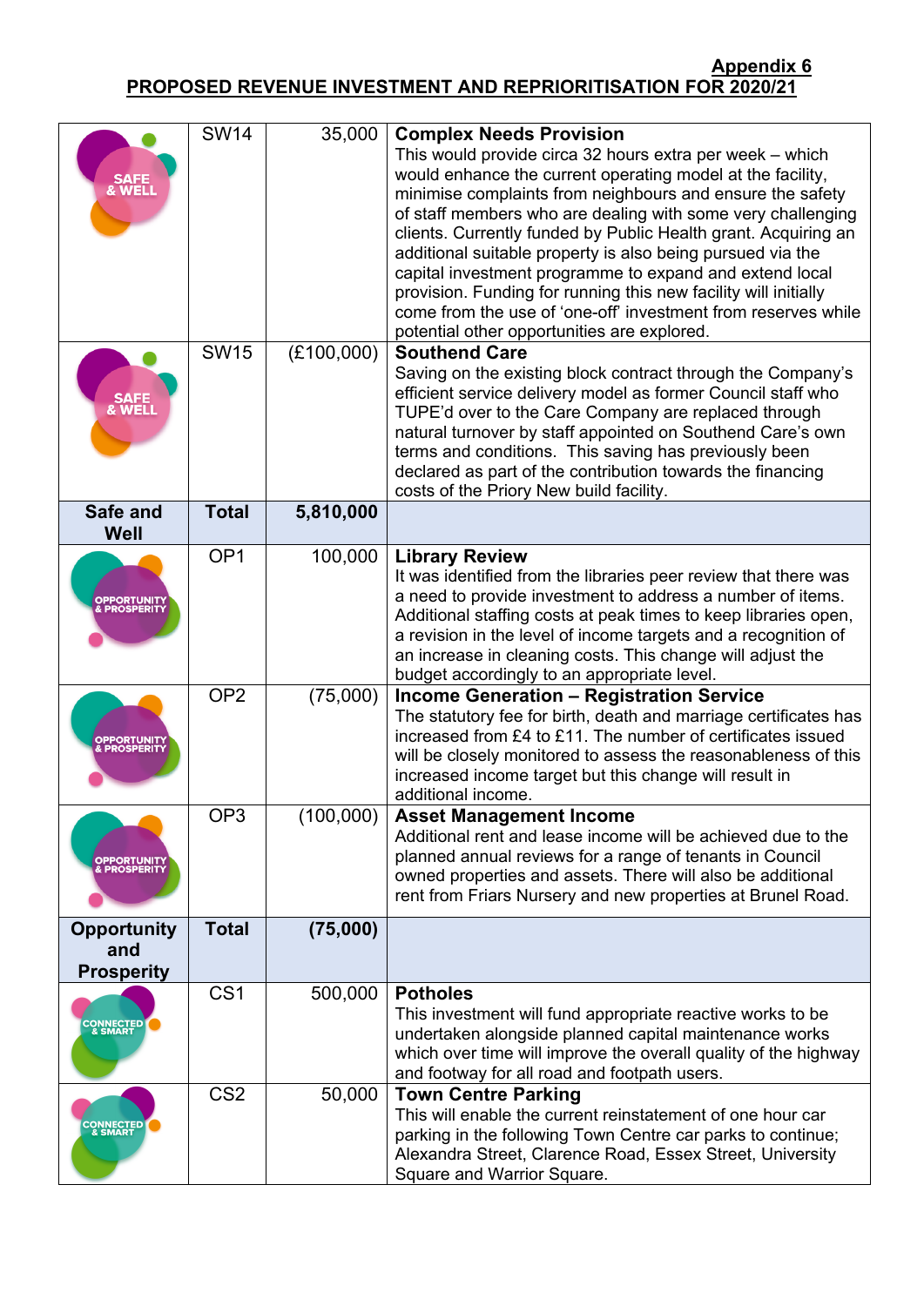**Appendix 6**

**PROPOSED REVENUE INVESTMENT AND REPRIORITISATION FOR 2020/21**

| | | | |
|---|---|---|---|
| SAFE & WELL | SW14 | 35,000 | **Complex Needs Provision** This would provide circa 32 hours extra per week – which would enhance the current operating model at the facility, minimise complaints from neighbours and ensure the safety of staff members who are dealing with some very challenging clients. Currently funded by Public Health grant. Acquiring an additional suitable property is also being pursued via the capital investment programme to expand and extend local provision. Funding for running this new facility will initially come from the use of 'one-off' investment from reserves while potential other opportunities are explored. |
| SAFE & WELL | SW15 | (£100,000) | **Southend Care** Saving on the existing block contract through the Company's efficient service delivery model as former Council staff who TUPE'd over to the Care Company are replaced through natural turnover by staff appointed on Southend Care's own terms and conditions. This saving has previously been declared as part of the contribution towards the financing costs of the Priory New build facility. |
| **Safe and Well** | **Total** | **5,810,000** | |
| OPPORTUNITY & PROSPERITY | OP1 | 100,000 | **Library Review** It was identified from the libraries peer review that there was a need to provide investment to address a number of items. Additional staffing costs at peak times to keep libraries open, a revision in the level of income targets and a recognition of an increase in cleaning costs. This change will adjust the budget accordingly to an appropriate level. |
| OPPORTUNITY & PROSPERITY | OP2 | (75,000) | **Income Generation – Registration Service** The statutory fee for birth, death and marriage certificates has increased from £4 to £11. The number of certificates issued will be closely monitored to assess the reasonableness of this increased income target but this change will result in additional income. |
| OPPORTUNITY & PROSPERITY | OP3 | (100,000) | **Asset Management Income** Additional rent and lease income will be achieved due to the planned annual reviews for a range of tenants in Council owned properties and assets. There will also be additional rent from Friars Nursery and new properties at Brunel Road. |
| **Opportunity and Prosperity** | **Total** | **(75,000)** | |
| CONNECTED & SMART | CS1 | 500,000 | **Potholes** This investment will fund appropriate reactive works to be undertaken alongside planned capital maintenance works which over time will improve the overall quality of the highway and footway for all road and footpath users. |
| CONNECTED & SMART | CS2 | 50,000 | **Town Centre Parking** This will enable the current reinstatement of one hour car parking in the following Town Centre car parks to continue; Alexandra Street, Clarence Road, Essex Street, University Square and Warrior Square. |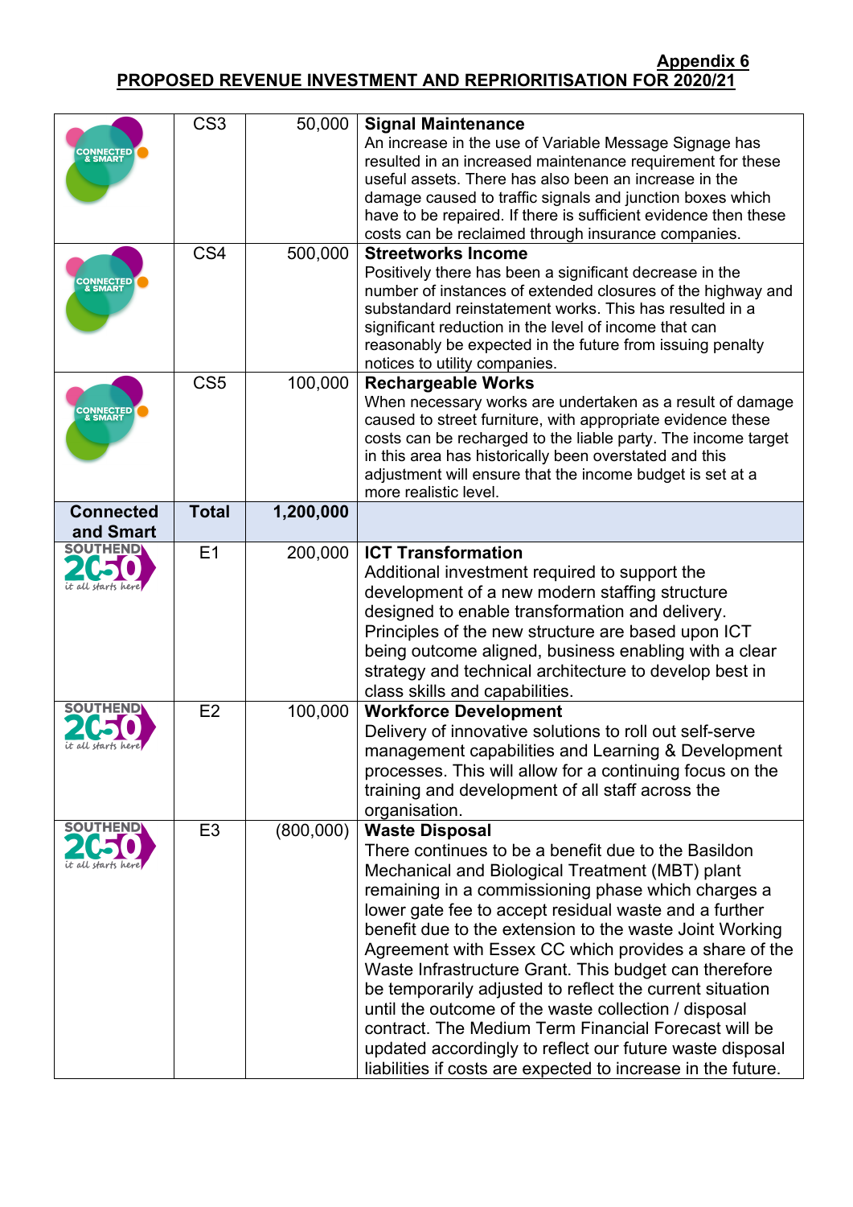**Appendix 6**

**PROPOSED REVENUE INVESTMENT AND REPRIORITISATION FOR 2020/21**

| | | | |
|---|---|---|---|
| CONNECTED & SMART | CS3 | 50,000 | **Signal Maintenance** An increase in the use of Variable Message Signage has resulted in an increased maintenance requirement for these useful assets. There has also been an increase in the damage caused to traffic signals and junction boxes which have to be repaired. If there is sufficient evidence then these costs can be reclaimed through insurance companies. |
| CONNECTED & SMART | CS4 | 500,000 | **Streetworks Income** Positively there has been a significant decrease in the number of instances of extended closures of the highway and substandard reinstatement works. This has resulted in a significant reduction in the level of income that can reasonably be expected in the future from issuing penalty notices to utility companies. |
| CONNECTED & SMART | CS5 | 100,000 | **Rechargeable Works** When necessary works are undertaken as a result of damage caused to street furniture, with appropriate evidence these costs can be recharged to the liable party. The income target in this area has historically been overstated and this adjustment will ensure that the income budget is set at a more realistic level. |
| **Connected and Smart** | **Total** | **1,200,000** | |
| SOUTHEND 2050 it all starts here | E1 | 200,000 | **ICT Transformation** Additional investment required to support the development of a new modern staffing structure designed to enable transformation and delivery. Principles of the new structure are based upon ICT being outcome aligned, business enabling with a clear strategy and technical architecture to develop best in class skills and capabilities. |
| SOUTHEND 2050 it all starts here | E2 | 100,000 | **Workforce Development** Delivery of innovative solutions to roll out self-serve management capabilities and Learning & Development processes. This will allow for a continuing focus on the training and development of all staff across the organisation. |
| SOUTHEND 2050 it all starts here | E3 | (800,000) | **Waste Disposal** There continues to be a benefit due to the Basildon Mechanical and Biological Treatment (MBT) plant remaining in a commissioning phase which charges a lower gate fee to accept residual waste and a further benefit due to the extension to the waste Joint Working Agreement with Essex CC which provides a share of the Waste Infrastructure Grant. This budget can therefore be temporarily adjusted to reflect the current situation until the outcome of the waste collection / disposal contract. The Medium Term Financial Forecast will be updated accordingly to reflect our future waste disposal liabilities if costs are expected to increase in the future. |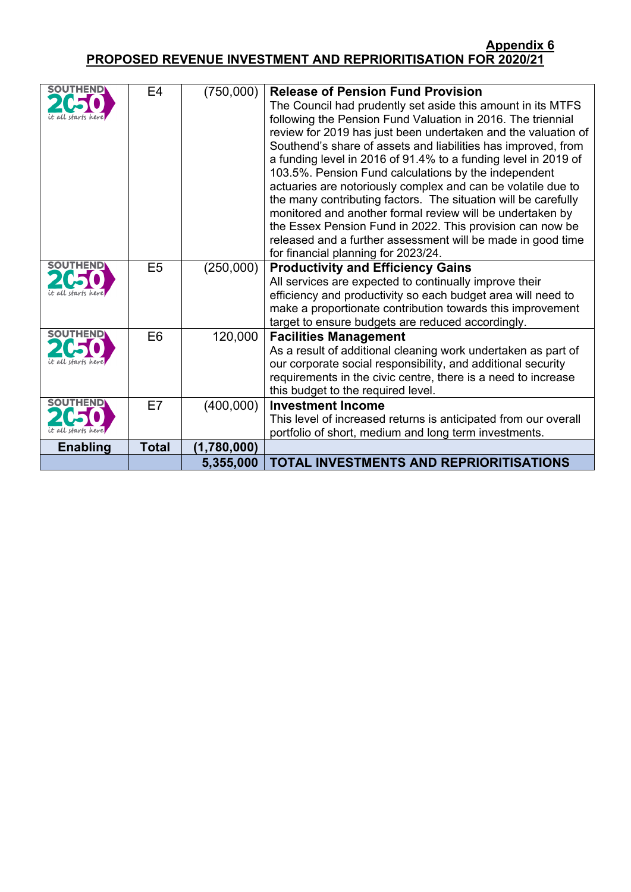**Appendix 6**

**PROPOSED REVENUE INVESTMENT AND REPRIORITISATION FOR 2020/21**

| | | | |
|---|---|---|---|
| SOUTHEND 2050 it all starts here | E4 | (750,000) | **Release of Pension Fund Provision** The Council had prudently set aside this amount in its MTFS following the Pension Fund Valuation in 2016. The triennial review for 2019 has just been undertaken and the valuation of Southend's share of assets and liabilities has improved, from a funding level in 2016 of 91.4% to a funding level in 2019 of 103.5%. Pension Fund calculations by the independent actuaries are notoriously complex and can be volatile due to the many contributing factors. The situation will be carefully monitored and another formal review will be undertaken by the Essex Pension Fund in 2022. This provision can now be released and a further assessment will be made in good time for financial planning for 2023/24. |
| SOUTHEND 2050 it all starts here | E5 | (250,000) | **Productivity and Efficiency Gains** All services are expected to continually improve their efficiency and productivity so each budget area will need to make a proportionate contribution towards this improvement target to ensure budgets are reduced accordingly. |
| SOUTHEND 2050 it all starts here | E6 | 120,000 | **Facilities Management** As a result of additional cleaning work undertaken as part of our corporate social responsibility, and additional security requirements in the civic centre, there is a need to increase this budget to the required level. |
| SOUTHEND 2050 it all starts here | E7 | (400,000) | **Investment Income** This level of increased returns is anticipated from our overall portfolio of short, medium and long term investments. |
| **Enabling** | **Total** | **(1,780,000)** | |
| | | **5,355,000** | **TOTAL INVESTMENTS AND REPRIORITISATIONS** |